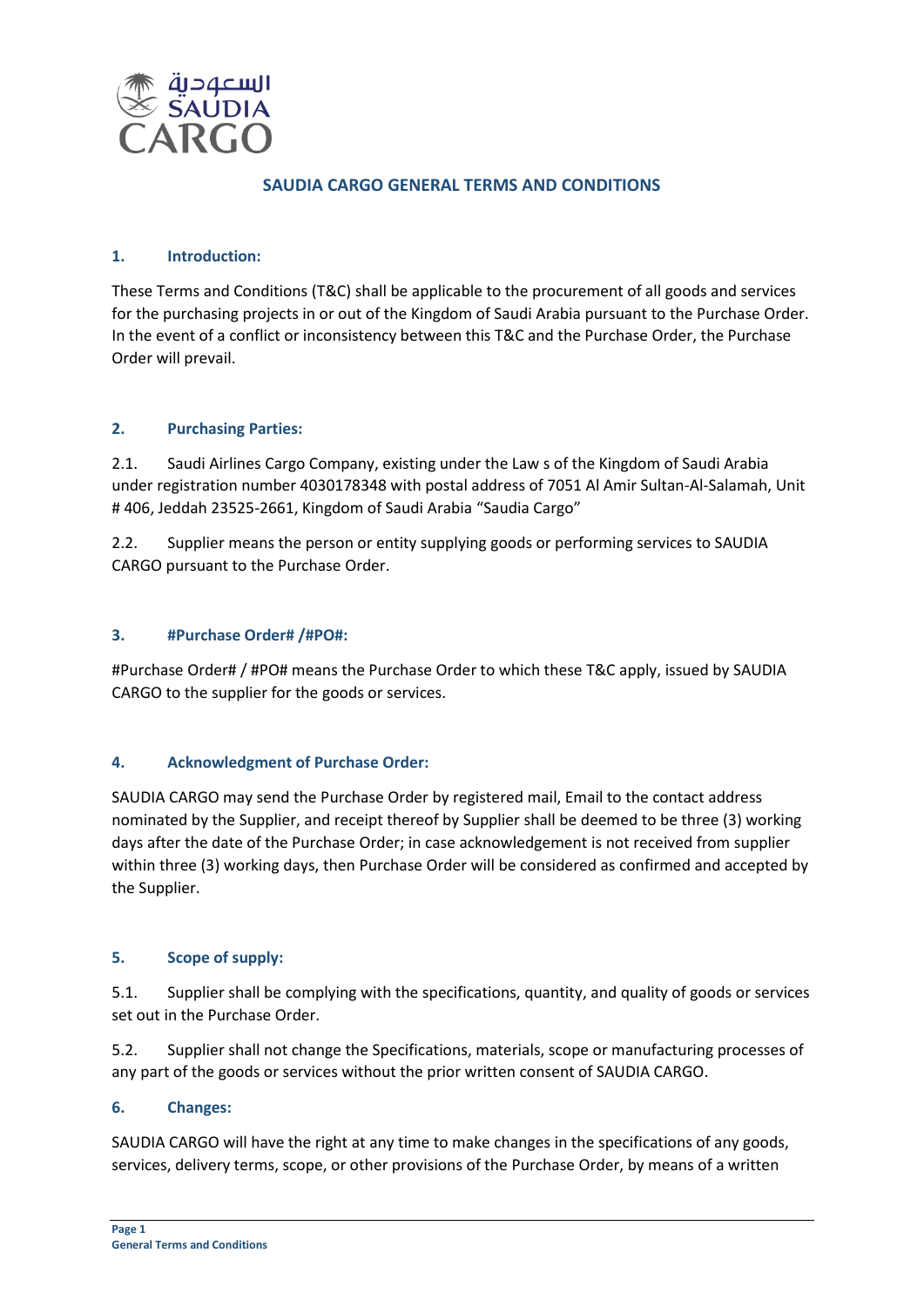# SAUDIA CARGO GENERAL TERMS AND CONDITIONS

## 1. Introduction:

These Terms and Conditions (T&C) shall be applicable to the procurement of all goods and services for the purchasing projects in or out of the Kingdom of Saudi Arabia pursuant to the Purchase Order. In the event of a conflict or inconsistency between this T&C and the Purchase Order, the Purchase Order will prevail.

## 2. Purchasing Parties:

2.1. Saudi Airlines Cargo Company, existing under the Law s of the Kingdom of Saudi Arabia under registration number 4030178348 with postal address of 7051 Al Amir Sultan-Al-Salamah, Unit # 406, Jeddah 23525-2661, Kingdom of Saudi Arabia "Saudia Cargo"

2.2. Supplier means the person or entity supplying goods or performing services to SAUDIA CARGO pursuant to the Purchase Order.

## 3. #Purchase Order# /#PO#:

#Purchase Order# / #PO# means the Purchase Order to which these T&C apply, issued by SAUDIA CARGO to the supplier for the goods or services.

## 4. Acknowledgment of Purchase Order:

SAUDIA CARGO may send the Purchase Order by registered mail, Email to the contact address nominated by the Supplier, and receipt thereof by Supplier shall be deemed to be three (3) working days after the date of the Purchase Order; in case acknowledgement is not received from supplier within three (3) working days, then Purchase Order will be considered as confirmed and accepted by the Supplier.

## 5. Scope of supply:

5.1. Supplier shall be complying with the specifications, quantity, and quality of goods or services set out in the Purchase Order.

5.2. Supplier shall not change the Specifications, materials, scope or manufacturing processes of any part of the goods or services without the prior written consent of SAUDIA CARGO.

## 6. Changes:

SAUDIA CARGO will have the right at any time to make changes in the specifications of any goods, services, delivery terms, scope, or other provisions of the Purchase Order, by means of a written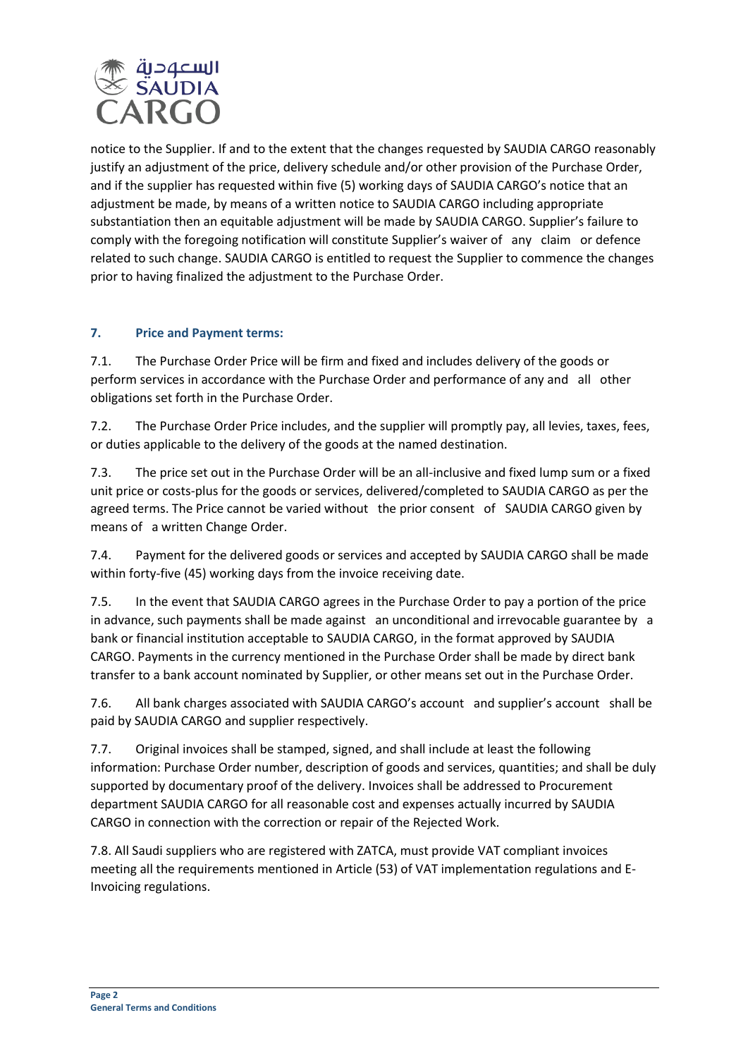notice to the Supplier. If and to the extent that the changes requested by SAUDIA CARGO reasonably justify an adjustment of the price, delivery schedule and/or other provision of the Purchase Order, and if the supplier has requested within five (5) working days of SAUDIA CARGO's notice that an adjustment be made, by means of a written notice to SAUDIA CARGO including appropriate substantiation then an equitable adjustment will be made by SAUDIA CARGO. Supplier's failure to comply with the foregoing notification will constitute Supplier's waiver of any claim or defence related to such change. SAUDIA CARGO is entitled to request the Supplier to commence the changes prior to having finalized the adjustment to the Purchase Order.

## 7. Price and Payment terms:

7.1. The Purchase Order Price will be firm and fixed and includes delivery of the goods or perform services in accordance with the Purchase Order and performance of any and all other obligations set forth in the Purchase Order.

7.2. The Purchase Order Price includes, and the supplier will promptly pay, all levies, taxes, fees, or duties applicable to the delivery of the goods at the named destination.

7.3. The price set out in the Purchase Order will be an all-inclusive and fixed lump sum or a fixed unit price or costs-plus for the goods or services, delivered/completed to SAUDIA CARGO as per the agreed terms. The Price cannot be varied without the prior consent of SAUDIA CARGO given by means of a written Change Order.

7.4. Payment for the delivered goods or services and accepted by SAUDIA CARGO shall be made within forty-five (45) working days from the invoice receiving date.

7.5. In the event that SAUDIA CARGO agrees in the Purchase Order to pay a portion of the price in advance, such payments shall be made against an unconditional and irrevocable guarantee by a bank or financial institution acceptable to SAUDIA CARGO, in the format approved by SAUDIA CARGO. Payments in the currency mentioned in the Purchase Order shall be made by direct bank transfer to a bank account nominated by Supplier, or other means set out in the Purchase Order.

7.6. All bank charges associated with SAUDIA CARGO's account and supplier's account shall be paid by SAUDIA CARGO and supplier respectively.

7.7. Original invoices shall be stamped, signed, and shall include at least the following information: Purchase Order number, description of goods and services, quantities; and shall be duly supported by documentary proof of the delivery. Invoices shall be addressed to Procurement department SAUDIA CARGO for all reasonable cost and expenses actually incurred by SAUDIA CARGO in connection with the correction or repair of the Rejected Work.

7.8. All Saudi suppliers who are registered with ZATCA, must provide VAT compliant invoices meeting all the requirements mentioned in Article (53) of VAT implementation regulations and E-Invoicing regulations.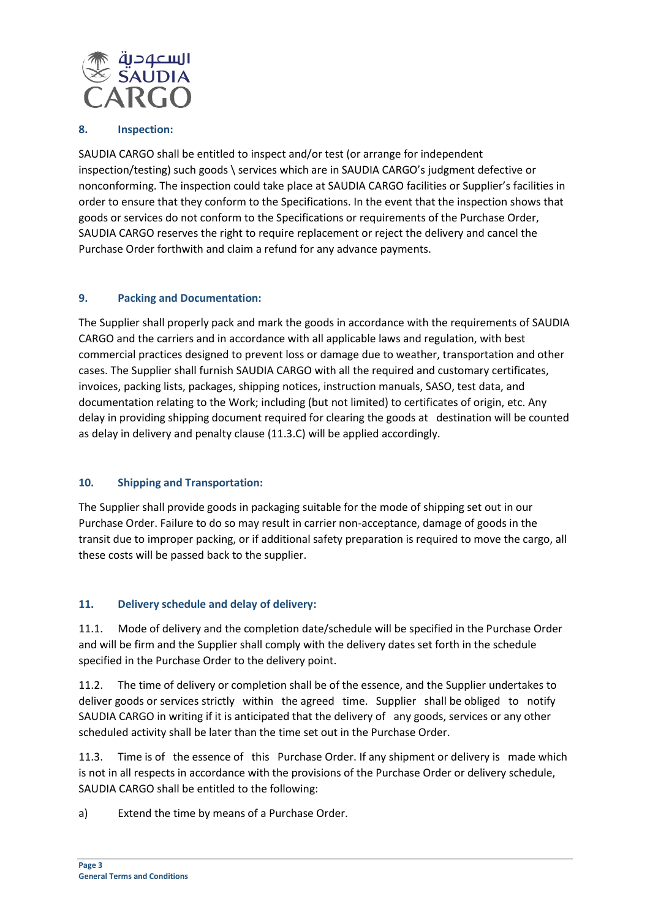## 8. Inspection:

SAUDIA CARGO shall be entitled to inspect and/or test (or arrange for independent inspection/testing) such goods \ services which are in SAUDIA CARGO's judgment defective or nonconforming. The inspection could take place at SAUDIA CARGO facilities or Supplier's facilities in order to ensure that they conform to the Specifications. In the event that the inspection shows that goods or services do not conform to the Specifications or requirements of the Purchase Order, SAUDIA CARGO reserves the right to require replacement or reject the delivery and cancel the Purchase Order forthwith and claim a refund for any advance payments.

## 9. Packing and Documentation:

The Supplier shall properly pack and mark the goods in accordance with the requirements of SAUDIA CARGO and the carriers and in accordance with all applicable laws and regulation, with best commercial practices designed to prevent loss or damage due to weather, transportation and other cases. The Supplier shall furnish SAUDIA CARGO with all the required and customary certificates, invoices, packing lists, packages, shipping notices, instruction manuals, SASO, test data, and documentation relating to the Work; including (but not limited) to certificates of origin, etc. Any delay in providing shipping document required for clearing the goods at destination will be counted as delay in delivery and penalty clause (11.3.C) will be applied accordingly.

## 10. Shipping and Transportation:

The Supplier shall provide goods in packaging suitable for the mode of shipping set out in our Purchase Order. Failure to do so may result in carrier non-acceptance, damage of goods in the transit due to improper packing, or if additional safety preparation is required to move the cargo, all these costs will be passed back to the supplier.

## 11. Delivery schedule and delay of delivery:

11.1. Mode of delivery and the completion date/schedule will be specified in the Purchase Order and will be firm and the Supplier shall comply with the delivery dates set forth in the schedule specified in the Purchase Order to the delivery point.

11.2. The time of delivery or completion shall be of the essence, and the Supplier undertakes to deliver goods or services strictly within the agreed time. Supplier shall be obliged to notify SAUDIA CARGO in writing if it is anticipated that the delivery of any goods, services or any other scheduled activity shall be later than the time set out in the Purchase Order.

11.3. Time is of the essence of this Purchase Order. If any shipment or delivery is made which is not in all respects in accordance with the provisions of the Purchase Order or delivery schedule, SAUDIA CARGO shall be entitled to the following:

a) Extend the time by means of a Purchase Order.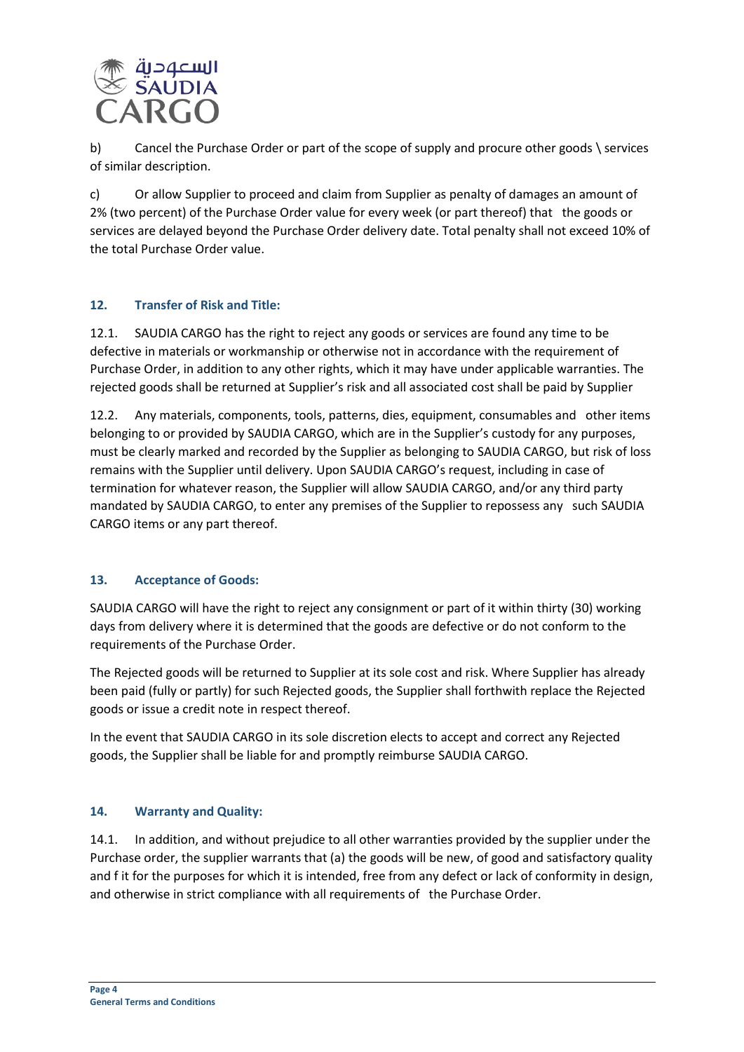b) Cancel the Purchase Order or part of the scope of supply and procure other goods \ services of similar description.

c) Or allow Supplier to proceed and claim from Supplier as penalty of damages an amount of 2% (two percent) of the Purchase Order value for every week (or part thereof) that the goods or services are delayed beyond the Purchase Order delivery date. Total penalty shall not exceed 10% of the total Purchase Order value.

### 12. Transfer of Risk and Title:

12.1. SAUDIA CARGO has the right to reject any goods or services are found any time to be defective in materials or workmanship or otherwise not in accordance with the requirement of Purchase Order, in addition to any other rights, which it may have under applicable warranties. The rejected goods shall be returned at Supplier's risk and all associated cost shall be paid by Supplier

12.2. Any materials, components, tools, patterns, dies, equipment, consumables and other items belonging to or provided by SAUDIA CARGO, which are in the Supplier's custody for any purposes, must be clearly marked and recorded by the Supplier as belonging to SAUDIA CARGO, but risk of loss remains with the Supplier until delivery. Upon SAUDIA CARGO's request, including in case of termination for whatever reason, the Supplier will allow SAUDIA CARGO, and/or any third party mandated by SAUDIA CARGO, to enter any premises of the Supplier to repossess any such SAUDIA CARGO items or any part thereof.

### 13. Acceptance of Goods:

SAUDIA CARGO will have the right to reject any consignment or part of it within thirty (30) working days from delivery where it is determined that the goods are defective or do not conform to the requirements of the Purchase Order.

The Rejected goods will be returned to Supplier at its sole cost and risk. Where Supplier has already been paid (fully or partly) for such Rejected goods, the Supplier shall forthwith replace the Rejected goods or issue a credit note in respect thereof.

In the event that SAUDIA CARGO in its sole discretion elects to accept and correct any Rejected goods, the Supplier shall be liable for and promptly reimburse SAUDIA CARGO.

### 14. Warranty and Quality:

14.1. In addition, and without prejudice to all other warranties provided by the supplier under the Purchase order, the supplier warrants that (a) the goods will be new, of good and satisfactory quality and f it for the purposes for which it is intended, free from any defect or lack of conformity in design, and otherwise in strict compliance with all requirements of the Purchase Order.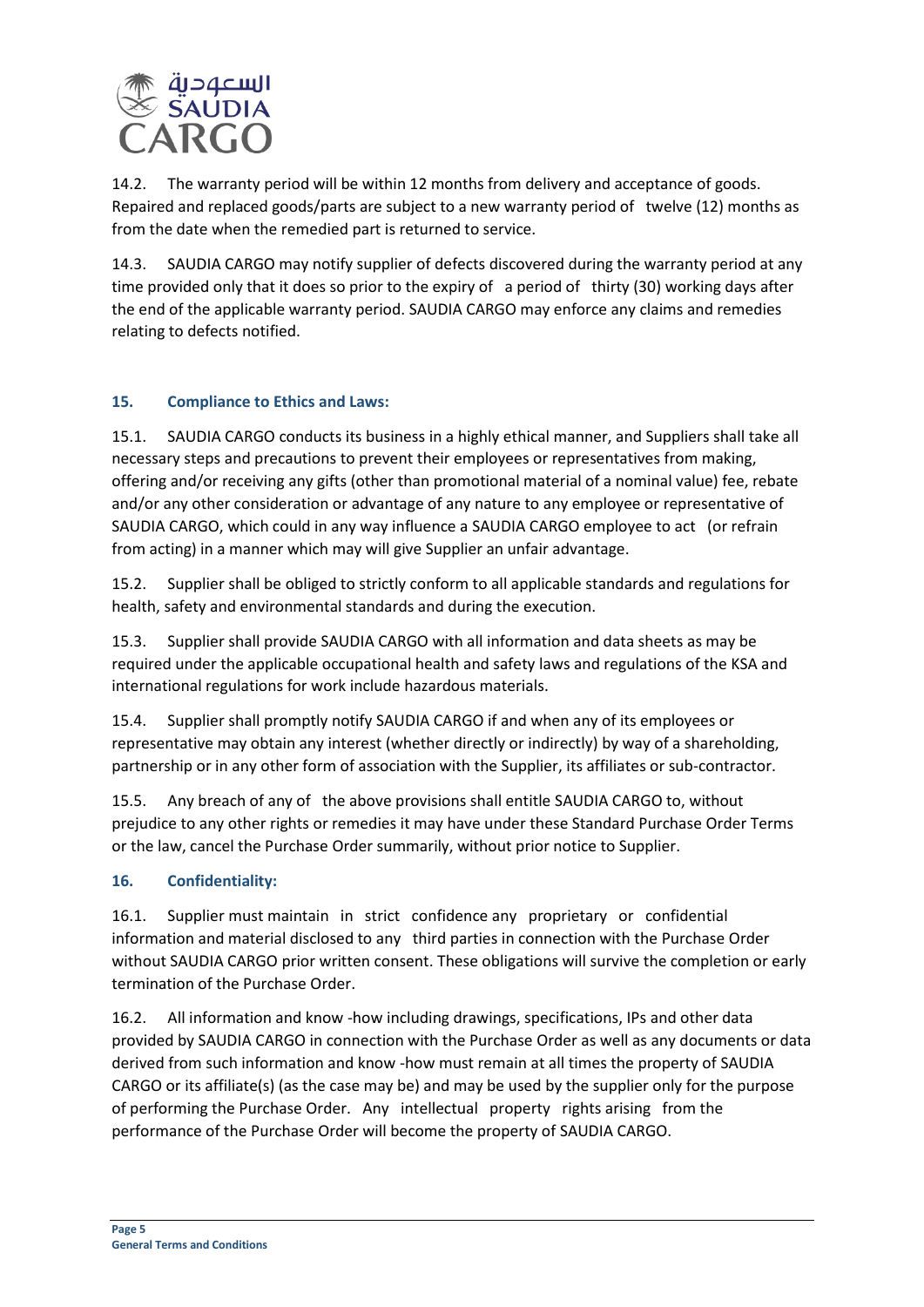14.2. The warranty period will be within 12 months from delivery and acceptance of goods. Repaired and replaced goods/parts are subject to a new warranty period of twelve (12) months as from the date when the remedied part is returned to service.

14.3. SAUDIA CARGO may notify supplier of defects discovered during the warranty period at any time provided only that it does so prior to the expiry of a period of thirty (30) working days after the end of the applicable warranty period. SAUDIA CARGO may enforce any claims and remedies relating to defects notified.

## 15. Compliance to Ethics and Laws:

15.1. SAUDIA CARGO conducts its business in a highly ethical manner, and Suppliers shall take all necessary steps and precautions to prevent their employees or representatives from making, offering and/or receiving any gifts (other than promotional material of a nominal value) fee, rebate and/or any other consideration or advantage of any nature to any employee or representative of SAUDIA CARGO, which could in any way influence a SAUDIA CARGO employee to act (or refrain from acting) in a manner which may will give Supplier an unfair advantage.

15.2. Supplier shall be obliged to strictly conform to all applicable standards and regulations for health, safety and environmental standards and during the execution.

15.3. Supplier shall provide SAUDIA CARGO with all information and data sheets as may be required under the applicable occupational health and safety laws and regulations of the KSA and international regulations for work include hazardous materials.

15.4. Supplier shall promptly notify SAUDIA CARGO if and when any of its employees or representative may obtain any interest (whether directly or indirectly) by way of a shareholding, partnership or in any other form of association with the Supplier, its affiliates or sub-contractor.

15.5. Any breach of any of the above provisions shall entitle SAUDIA CARGO to, without prejudice to any other rights or remedies it may have under these Standard Purchase Order Terms or the law, cancel the Purchase Order summarily, without prior notice to Supplier.

## 16. Confidentiality:

16.1. Supplier must maintain in strict confidence any proprietary or confidential information and material disclosed to any third parties in connection with the Purchase Order without SAUDIA CARGO prior written consent. These obligations will survive the completion or early termination of the Purchase Order.

16.2. All information and know -how including drawings, specifications, IPs and other data provided by SAUDIA CARGO in connection with the Purchase Order as well as any documents or data derived from such information and know -how must remain at all times the property of SAUDIA CARGO or its affiliate(s) (as the case may be) and may be used by the supplier only for the purpose of performing the Purchase Order. Any intellectual property rights arising from the performance of the Purchase Order will become the property of SAUDIA CARGO.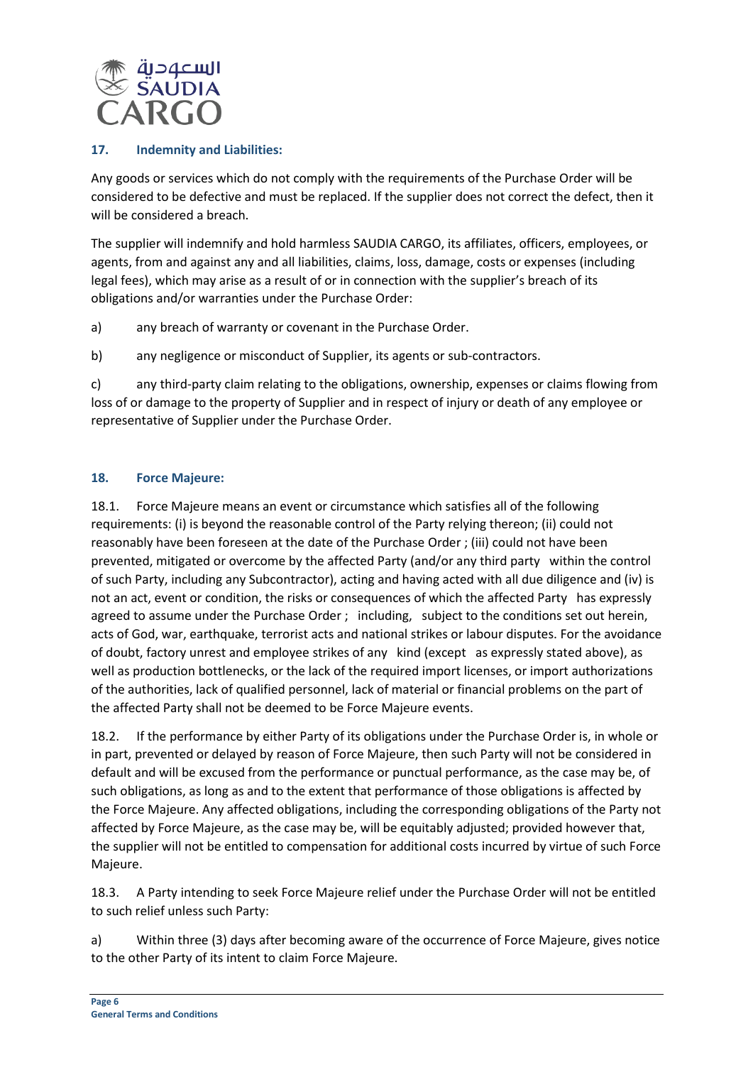## 17. Indemnity and Liabilities:

Any goods or services which do not comply with the requirements of the Purchase Order will be considered to be defective and must be replaced. If the supplier does not correct the defect, then it will be considered a breach.

The supplier will indemnify and hold harmless SAUDIA CARGO, its affiliates, officers, employees, or agents, from and against any and all liabilities, claims, loss, damage, costs or expenses (including legal fees), which may arise as a result of or in connection with the supplier's breach of its obligations and/or warranties under the Purchase Order:

a) any breach of warranty or covenant in the Purchase Order.

b) any negligence or misconduct of Supplier, its agents or sub-contractors.

c) any third-party claim relating to the obligations, ownership, expenses or claims flowing from loss of or damage to the property of Supplier and in respect of injury or death of any employee or representative of Supplier under the Purchase Order.

## 18. Force Majeure:

18.1. Force Majeure means an event or circumstance which satisfies all of the following requirements: (i) is beyond the reasonable control of the Party relying thereon; (ii) could not reasonably have been foreseen at the date of the Purchase Order ; (iii) could not have been prevented, mitigated or overcome by the affected Party (and/or any third party within the control of such Party, including any Subcontractor), acting and having acted with all due diligence and (iv) is not an act, event or condition, the risks or consequences of which the affected Party has expressly agreed to assume under the Purchase Order ; including, subject to the conditions set out herein, acts of God, war, earthquake, terrorist acts and national strikes or labour disputes. For the avoidance of doubt, factory unrest and employee strikes of any kind (except as expressly stated above), as well as production bottlenecks, or the lack of the required import licenses, or import authorizations of the authorities, lack of qualified personnel, lack of material or financial problems on the part of the affected Party shall not be deemed to be Force Majeure events.

18.2. If the performance by either Party of its obligations under the Purchase Order is, in whole or in part, prevented or delayed by reason of Force Majeure, then such Party will not be considered in default and will be excused from the performance or punctual performance, as the case may be, of such obligations, as long as and to the extent that performance of those obligations is affected by the Force Majeure. Any affected obligations, including the corresponding obligations of the Party not affected by Force Majeure, as the case may be, will be equitably adjusted; provided however that, the supplier will not be entitled to compensation for additional costs incurred by virtue of such Force Majeure.

18.3. A Party intending to seek Force Majeure relief under the Purchase Order will not be entitled to such relief unless such Party:

a) Within three (3) days after becoming aware of the occurrence of Force Majeure, gives notice to the other Party of its intent to claim Force Majeure.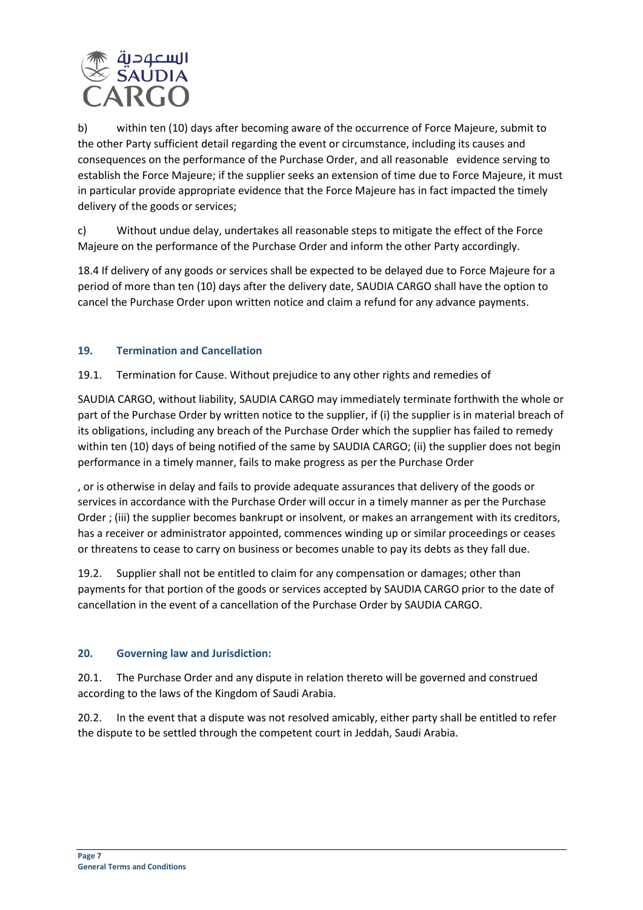b) within ten (10) days after becoming aware of the occurrence of Force Majeure, submit to the other Party sufficient detail regarding the event or circumstance, including its causes and consequences on the performance of the Purchase Order, and all reasonable evidence serving to establish the Force Majeure; if the supplier seeks an extension of time due to Force Majeure, it must in particular provide appropriate evidence that the Force Majeure has in fact impacted the timely delivery of the goods or services;

c) Without undue delay, undertakes all reasonable steps to mitigate the effect of the Force Majeure on the performance of the Purchase Order and inform the other Party accordingly.

18.4 If delivery of any goods or services shall be expected to be delayed due to Force Majeure for a period of more than ten (10) days after the delivery date, SAUDIA CARGO shall have the option to cancel the Purchase Order upon written notice and claim a refund for any advance payments.

## 19. Termination and Cancellation

19.1. Termination for Cause. Without prejudice to any other rights and remedies of

SAUDIA CARGO, without liability, SAUDIA CARGO may immediately terminate forthwith the whole or part of the Purchase Order by written notice to the supplier, if (i) the supplier is in material breach of its obligations, including any breach of the Purchase Order which the supplier has failed to remedy within ten (10) days of being notified of the same by SAUDIA CARGO; (ii) the supplier does not begin performance in a timely manner, fails to make progress as per the Purchase Order

, or is otherwise in delay and fails to provide adequate assurances that delivery of the goods or services in accordance with the Purchase Order will occur in a timely manner as per the Purchase Order ; (iii) the supplier becomes bankrupt or insolvent, or makes an arrangement with its creditors, has a receiver or administrator appointed, commences winding up or similar proceedings or ceases or threatens to cease to carry on business or becomes unable to pay its debts as they fall due.

19.2. Supplier shall not be entitled to claim for any compensation or damages; other than payments for that portion of the goods or services accepted by SAUDIA CARGO prior to the date of cancellation in the event of a cancellation of the Purchase Order by SAUDIA CARGO.

## 20. Governing law and Jurisdiction:

20.1. The Purchase Order and any dispute in relation thereto will be governed and construed according to the laws of the Kingdom of Saudi Arabia.

20.2. In the event that a dispute was not resolved amicably, either party shall be entitled to refer the dispute to be settled through the competent court in Jeddah, Saudi Arabia.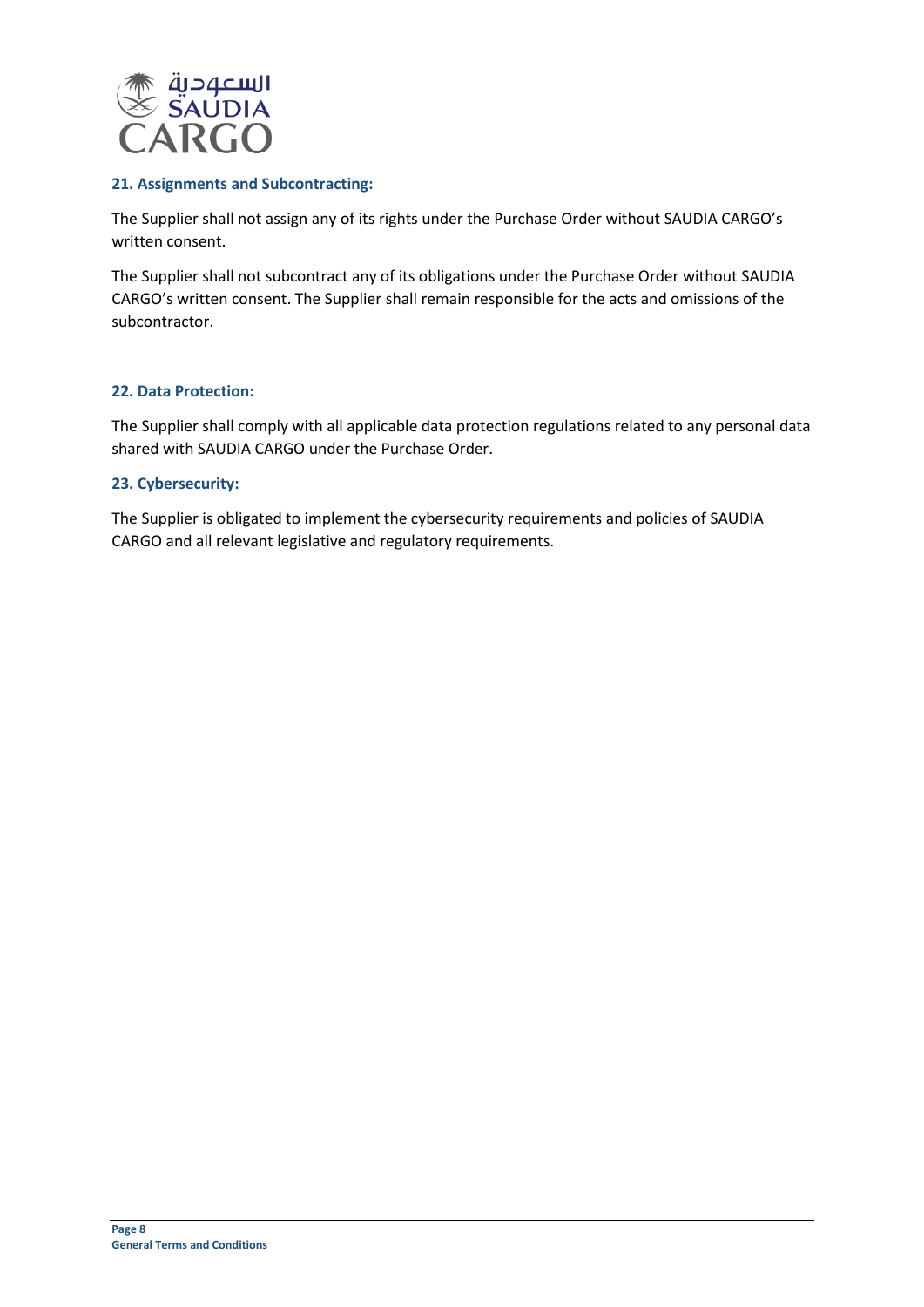## 21. Assignments and Subcontracting:

The Supplier shall not assign any of its rights under the Purchase Order without SAUDIA CARGO's written consent.

The Supplier shall not subcontract any of its obligations under the Purchase Order without SAUDIA CARGO's written consent. The Supplier shall remain responsible for the acts and omissions of the subcontractor.

## 22. Data Protection:

The Supplier shall comply with all applicable data protection regulations related to any personal data shared with SAUDIA CARGO under the Purchase Order.

## 23. Cybersecurity:

The Supplier is obligated to implement the cybersecurity requirements and policies of SAUDIA CARGO and all relevant legislative and regulatory requirements.